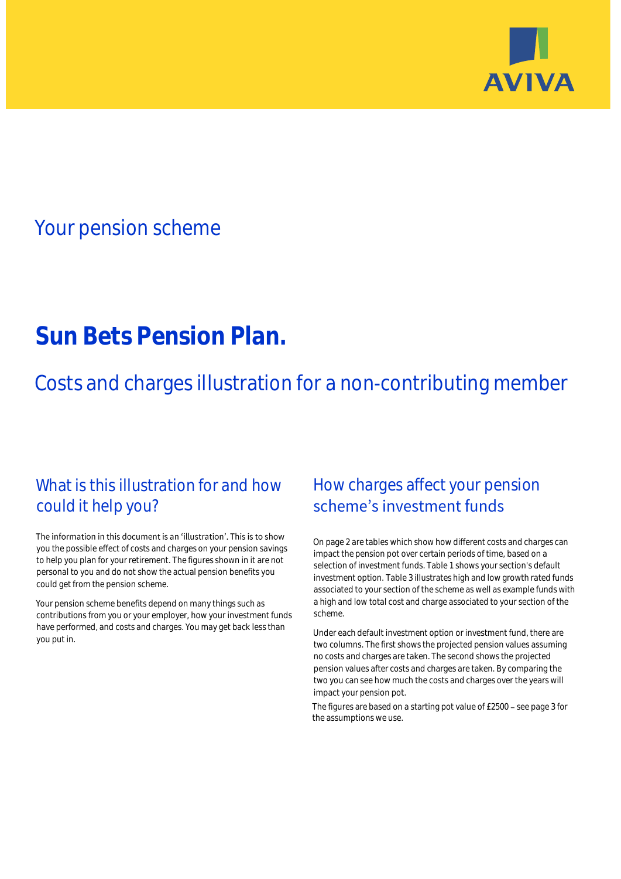AVIVA

## Your pension scheme

# Sun Bets Pension Plan.

## Costs and charges illustration for a non-contributing member

### What is this illustration for and how could it help you?

The information in this document is an 'illustration'. This is to show you the possible effect of costs and charges on your pension savings to help you plan for your retirement. The figures shown in it are not personal to you and do not show the actual pension benefits you could get from the pension scheme.

Your pension scheme benefits depend on many things such as contributions from you or your employer, how your investment funds have performed, and costs and charges. You may get back less than you put in.

### How charges affect your pension scheme's investment funds

On page 2 are tables which show how different costs and charges can impact the pension pot over certain periods of time, based on a selection of investment funds. Table 1 shows your section's default investment option. Table 3 illustrates high and low growth rated funds associated to your section of the scheme as well as example funds with a high and low total cost and charge associated to your section of the scheme.

Under each default investment option or investment fund, there are two columns. The first shows the projected pension values assuming no costs and charges are taken. The second shows the projected pension values after costs and charges are taken. By comparing the two you can see how much the costs and charges over the years will impact your pension pot.

The figures are based on a starting pot value of £2500 – see page 3 for the assumptions we use.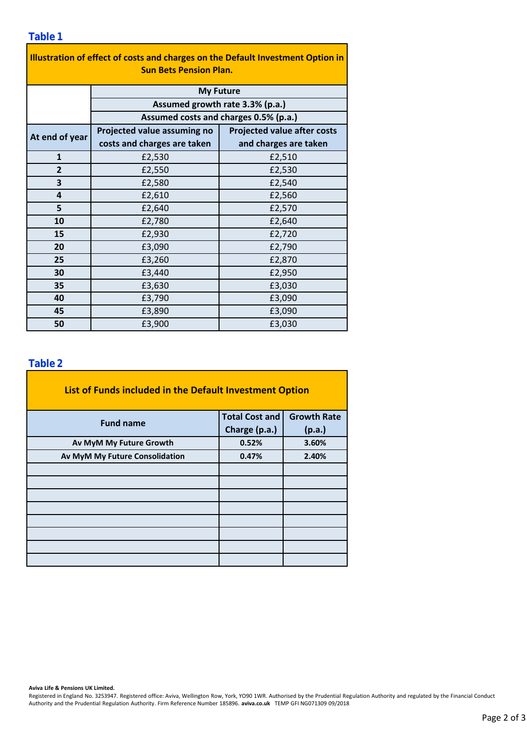## Table 1

| Illustration of effect of costs and charges on the Default Investment Option in Sun Bets Pension Plan. | | |
|---|---|---|
| | My Future | |
| | Assumed growth rate 3.3% (p.a.) | |
| | Assumed costs and charges 0.5% (p.a.) | |
| **At end of year** | **Projected value assuming no costs and charges are taken** | **Projected value after costs and charges are taken** |
| **1** | £2,530 | £2,510 |
| **2** | £2,550 | £2,530 |
| **3** | £2,580 | £2,540 |
| **4** | £2,610 | £2,560 |
| **5** | £2,640 | £2,570 |
| **10** | £2,780 | £2,640 |
| **15** | £2,930 | £2,720 |
| **20** | £3,090 | £2,790 |
| **25** | £3,260 | £2,870 |
| **30** | £3,440 | £2,950 |
| **35** | £3,630 | £3,030 |
| **40** | £3,790 | £3,090 |
| **45** | £3,890 | £3,090 |
| **50** | £3,900 | £3,030 |

## Table 2

| List of Funds included in the Default Investment Option | | |
|---|---|---|
| **Fund name** | **Total Cost and Charge (p.a.)** | **Growth Rate (p.a.)** |
| **Av MyM My Future Growth** | **0.52%** | **3.60%** |
| **Av MyM My Future Consolidation** | **0.47%** | **2.40%** |
| | | |
| | | |
| | | |
| | | |
| | | |
| | | |
| | | |
| | | |

**Aviva Life & Pensions UK Limited.**
Registered in England No. 3253947. Registered office: Aviva, Wellington Row, York, YO90 1WR. Authorised by the Prudential Regulation Authority and regulated by the Financial Conduct Authority and the Prudential Regulation Authority. Firm Reference Number 185896. **aviva.co.uk** TEMP GFI NG071309 09/2018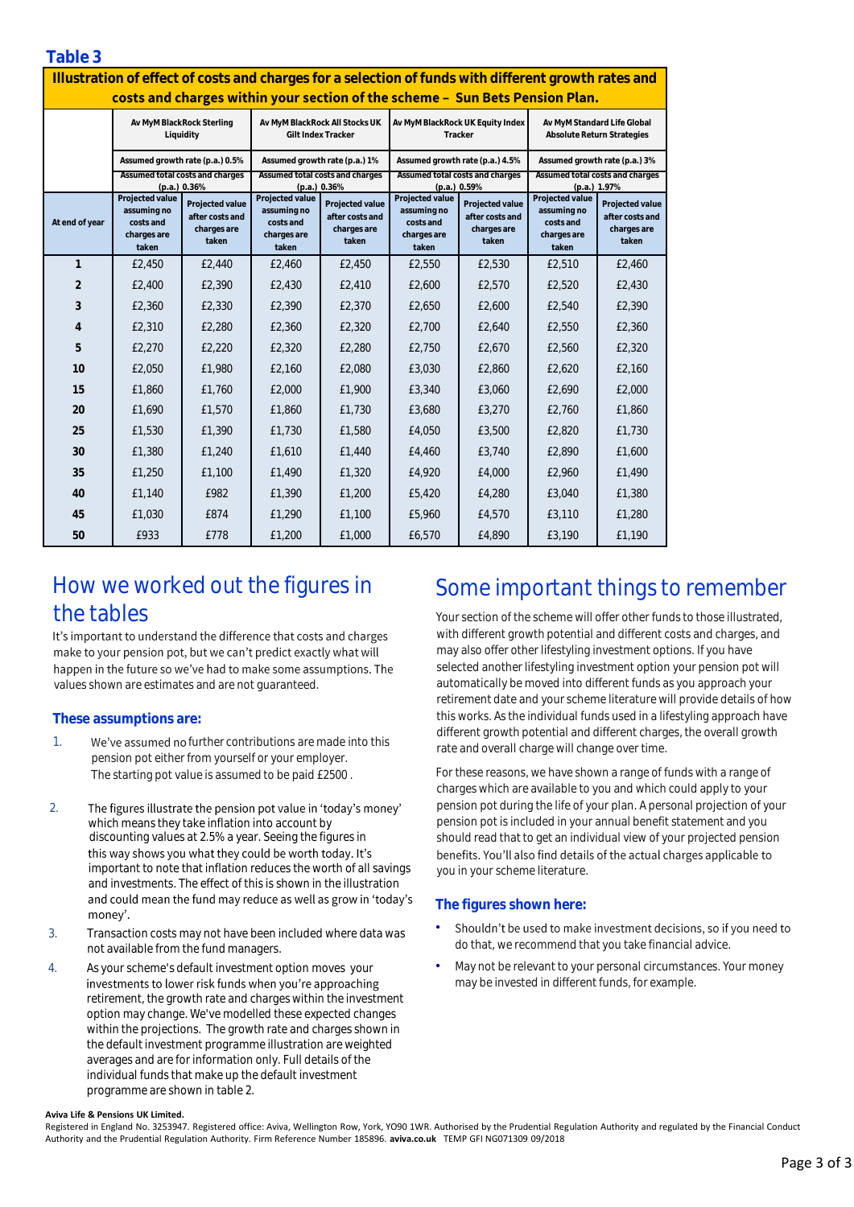## Table 3

| Illustration of effect of costs and charges for a selection of funds with different growth rates and costs and charges within your section of the scheme – Sun Bets Pension Plan. | | | | | | | | |
|---|---|---|---|---|---|---|---|---|
| | Av MyM BlackRock Sterling Liquidity | | Av MyM BlackRock All Stocks UK Gilt Index Tracker | | Av MyM BlackRock UK Equity Index Tracker | | Av MyM Standard Life Global Absolute Return Strategies | |
| | Assumed growth rate (p.a.) 0.5% | | Assumed growth rate (p.a.) 1% | | Assumed growth rate (p.a.) 4.5% | | Assumed growth rate (p.a.) 3% | |
| | Assumed total costs and charges (p.a.) 0.36% | | Assumed total costs and charges (p.a.) 0.36% | | Assumed total costs and charges (p.a.) 0.59% | | Assumed total costs and charges (p.a.) 1.97% | |
| At end of year | Projected value assuming no costs and charges are taken | Projected value after costs and charges are taken | Projected value assuming no costs and charges are taken | Projected value after costs and charges are taken | Projected value assuming no costs and charges are taken | Projected value after costs and charges are taken | Projected value assuming no costs and charges are taken | Projected value after costs and charges are taken |
| 1 | £2,450 | £2,440 | £2,460 | £2,450 | £2,550 | £2,530 | £2,510 | £2,460 |
| 2 | £2,400 | £2,390 | £2,430 | £2,410 | £2,600 | £2,570 | £2,520 | £2,430 |
| 3 | £2,360 | £2,330 | £2,390 | £2,370 | £2,650 | £2,600 | £2,540 | £2,390 |
| 4 | £2,310 | £2,280 | £2,360 | £2,320 | £2,700 | £2,640 | £2,550 | £2,360 |
| 5 | £2,270 | £2,220 | £2,320 | £2,280 | £2,750 | £2,670 | £2,560 | £2,320 |
| 10 | £2,050 | £1,980 | £2,160 | £2,080 | £3,030 | £2,860 | £2,620 | £2,160 |
| 15 | £1,860 | £1,760 | £2,000 | £1,900 | £3,340 | £3,060 | £2,690 | £2,000 |
| 20 | £1,690 | £1,570 | £1,860 | £1,730 | £3,680 | £3,270 | £2,760 | £1,860 |
| 25 | £1,530 | £1,390 | £1,730 | £1,580 | £4,050 | £3,500 | £2,820 | £1,730 |
| 30 | £1,380 | £1,240 | £1,610 | £1,440 | £4,460 | £3,740 | £2,890 | £1,600 |
| 35 | £1,250 | £1,100 | £1,490 | £1,320 | £4,920 | £4,000 | £2,960 | £1,490 |
| 40 | £1,140 | £982 | £1,390 | £1,200 | £5,420 | £4,280 | £3,040 | £1,380 |
| 45 | £1,030 | £874 | £1,290 | £1,100 | £5,960 | £4,570 | £3,110 | £1,280 |
| 50 | £933 | £778 | £1,200 | £1,000 | £6,570 | £4,890 | £3,190 | £1,190 |

# How we worked out the figures in the tables

It's important to understand the difference that costs and charges make to your pension pot, but we can't predict exactly what will happen in the future so we've had to make some assumptions. The values shown are estimates and are not guaranteed.

### These assumptions are:

1. We've assumed no further contributions are made into this pension pot either from yourself or your employer. The starting pot value is assumed to be paid £2500 .
2. The figures illustrate the pension pot value in 'today's money' which means they take inflation into account by discounting values at 2.5% a year. Seeing the figures in this way shows you what they could be worth today. It's important to note that inflation reduces the worth of all savings and investments. The effect of this is shown in the illustration and could mean the fund may reduce as well as grow in 'today's money'.
3. Transaction costs may not have been included where data was not available from the fund managers.
4. As your scheme's default investment option moves your investments to lower risk funds when you're approaching retirement, the growth rate and charges within the investment option may change. We've modelled these expected changes within the projections. The growth rate and charges shown in the default investment programme illustration are weighted averages and are for information only. Full details of the individual funds that make up the default investment programme are shown in table 2.

# Some important things to remember

Your section of the scheme will offer other funds to those illustrated, with different growth potential and different costs and charges, and may also offer other lifestyling investment options. If you have selected another lifestyling investment option your pension pot will automatically be moved into different funds as you approach your retirement date and your scheme literature will provide details of how this works. As the individual funds used in a lifestyling approach have different growth potential and different charges, the overall growth rate and overall charge will change over time.

For these reasons, we have shown a range of funds with a range of charges which are available to you and which could apply to your pension pot during the life of your plan. A personal projection of your pension pot is included in your annual benefit statement and you should read that to get an individual view of your projected pension benefits. You'll also find details of the actual charges applicable to you in your scheme literature.

### The figures shown here:

- Shouldn't be used to make investment decisions, so if you need to do that, we recommend that you take financial advice.
- May not be relevant to your personal circumstances. Your money may be invested in different funds, for example.

**Aviva Life & Pensions UK Limited.**
Registered in England No. 3253947. Registered office: Aviva, Wellington Row, York, YO90 1WR. Authorised by the Prudential Regulation Authority and regulated by the Financial Conduct Authority and the Prudential Regulation Authority. Firm Reference Number 185896. **aviva.co.uk** TEMP GFI NG071309 09/2018